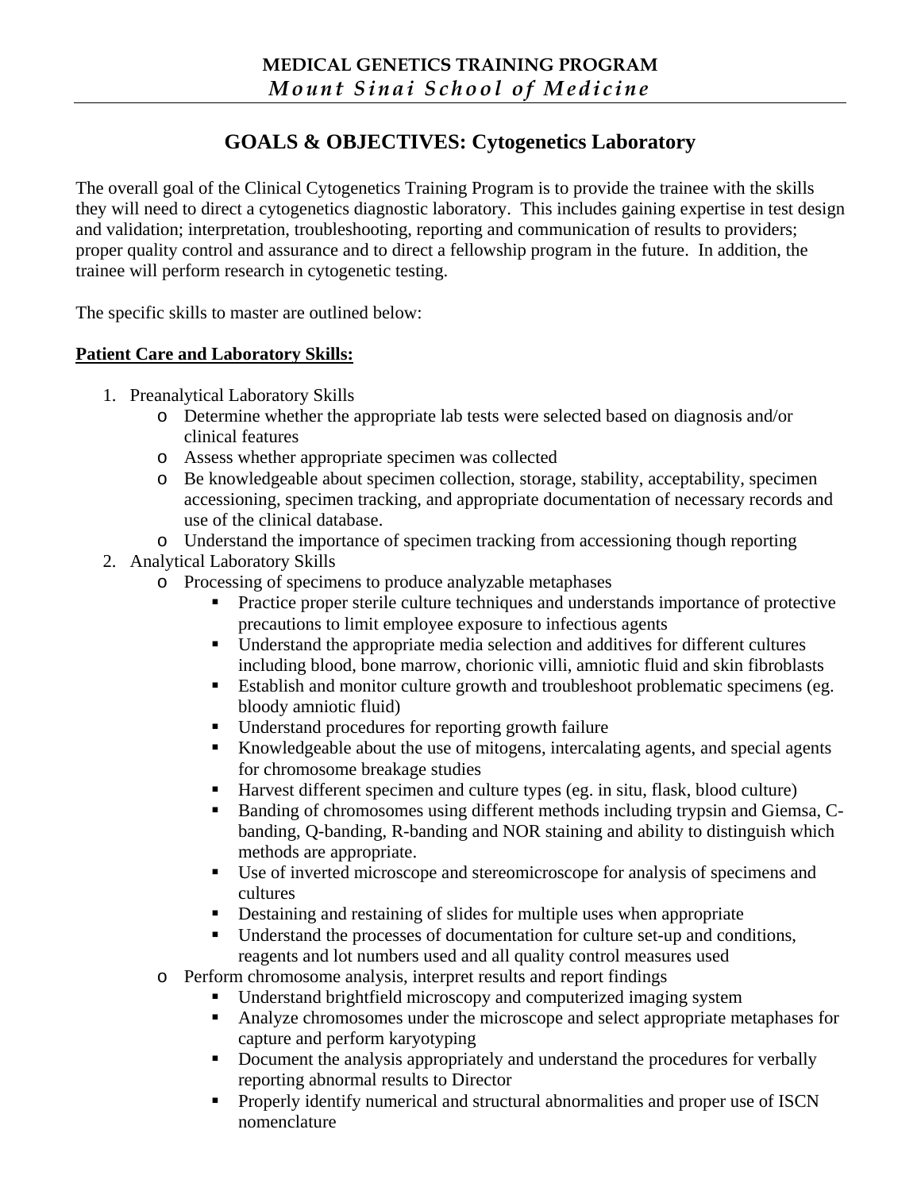**MEDICAL GENETICS TRAINING PROGRAM**
***Mount Sinai School of Medicine***

# GOALS & OBJECTIVES: Cytogenetics Laboratory

The overall goal of the Clinical Cytogenetics Training Program is to provide the trainee with the skills they will need to direct a cytogenetics diagnostic laboratory. This includes gaining expertise in test design and validation; interpretation, troubleshooting, reporting and communication of results to providers; proper quality control and assurance and to direct a fellowship program in the future. In addition, the trainee will perform research in cytogenetic testing.

The specific skills to master are outlined below:

**Patient Care and Laboratory Skills:**

1. Preanalytical Laboratory Skills
   - Determine whether the appropriate lab tests were selected based on diagnosis and/or clinical features
   - Assess whether appropriate specimen was collected
   - Be knowledgeable about specimen collection, storage, stability, acceptability, specimen accessioning, specimen tracking, and appropriate documentation of necessary records and use of the clinical database.
   - Understand the importance of specimen tracking from accessioning though reporting
2. Analytical Laboratory Skills
   - Processing of specimens to produce analyzable metaphases
     - Practice proper sterile culture techniques and understands importance of protective precautions to limit employee exposure to infectious agents
     - Understand the appropriate media selection and additives for different cultures including blood, bone marrow, chorionic villi, amniotic fluid and skin fibroblasts
     - Establish and monitor culture growth and troubleshoot problematic specimens (eg. bloody amniotic fluid)
     - Understand procedures for reporting growth failure
     - Knowledgeable about the use of mitogens, intercalating agents, and special agents for chromosome breakage studies
     - Harvest different specimen and culture types (eg. in situ, flask, blood culture)
     - Banding of chromosomes using different methods including trypsin and Giemsa, C-banding, Q-banding, R-banding and NOR staining and ability to distinguish which methods are appropriate.
     - Use of inverted microscope and stereomicroscope for analysis of specimens and cultures
     - Destaining and restaining of slides for multiple uses when appropriate
     - Understand the processes of documentation for culture set-up and conditions, reagents and lot numbers used and all quality control measures used
   - Perform chromosome analysis, interpret results and report findings
     - Understand brightfield microscopy and computerized imaging system
     - Analyze chromosomes under the microscope and select appropriate metaphases for capture and perform karyotyping
     - Document the analysis appropriately and understand the procedures for verbally reporting abnormal results to Director
     - Properly identify numerical and structural abnormalities and proper use of ISCN nomenclature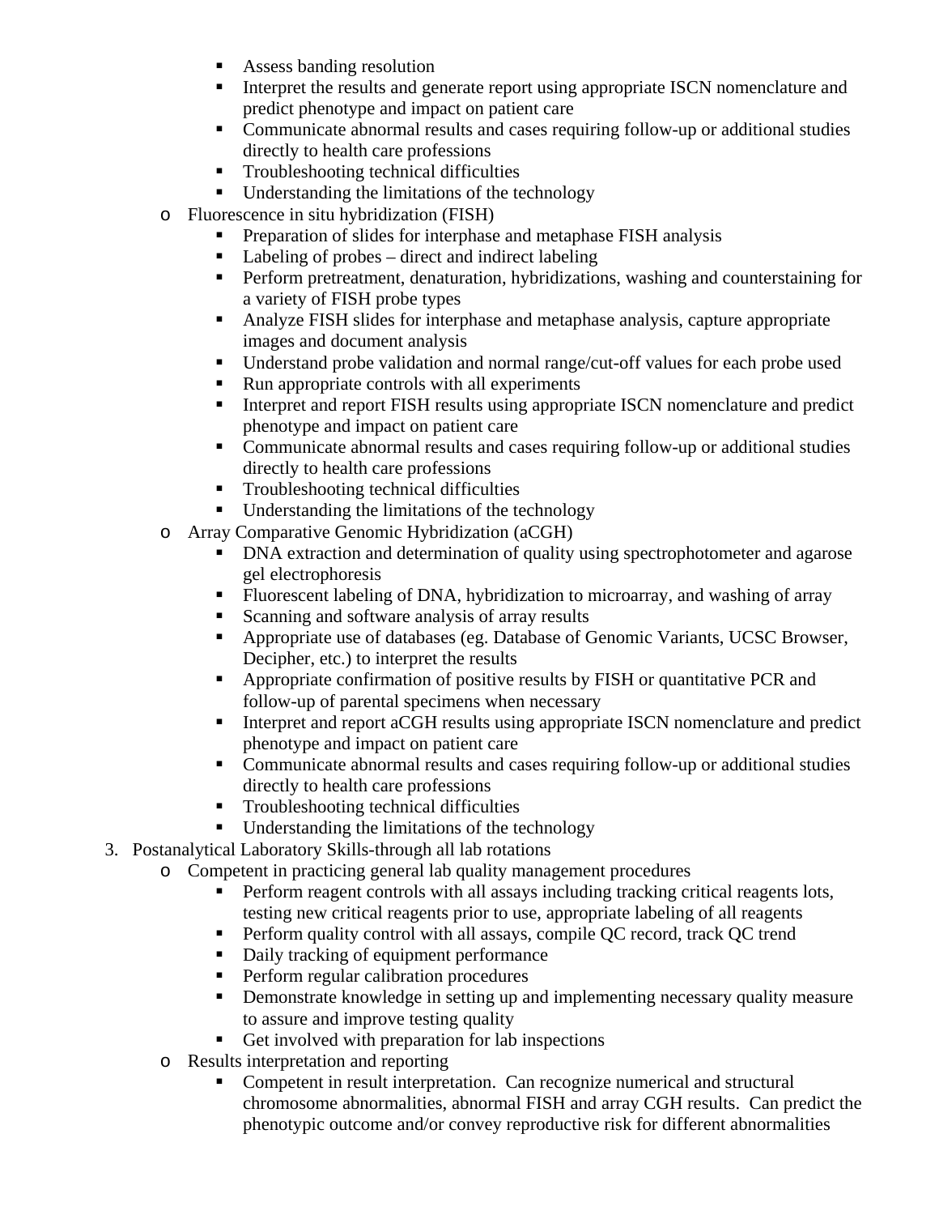- Assess banding resolution
    - Interpret the results and generate report using appropriate ISCN nomenclature and predict phenotype and impact on patient care
    - Communicate abnormal results and cases requiring follow-up or additional studies directly to health care professions
    - Troubleshooting technical difficulties
    - Understanding the limitations of the technology
  - Fluorescence in situ hybridization (FISH)
    - Preparation of slides for interphase and metaphase FISH analysis
    - Labeling of probes – direct and indirect labeling
    - Perform pretreatment, denaturation, hybridizations, washing and counterstaining for a variety of FISH probe types
    - Analyze FISH slides for interphase and metaphase analysis, capture appropriate images and document analysis
    - Understand probe validation and normal range/cut-off values for each probe used
    - Run appropriate controls with all experiments
    - Interpret and report FISH results using appropriate ISCN nomenclature and predict phenotype and impact on patient care
    - Communicate abnormal results and cases requiring follow-up or additional studies directly to health care professions
    - Troubleshooting technical difficulties
    - Understanding the limitations of the technology
  - Array Comparative Genomic Hybridization (aCGH)
    - DNA extraction and determination of quality using spectrophotometer and agarose gel electrophoresis
    - Fluorescent labeling of DNA, hybridization to microarray, and washing of array
    - Scanning and software analysis of array results
    - Appropriate use of databases (eg. Database of Genomic Variants, UCSC Browser, Decipher, etc.) to interpret the results
    - Appropriate confirmation of positive results by FISH or quantitative PCR and follow-up of parental specimens when necessary
    - Interpret and report aCGH results using appropriate ISCN nomenclature and predict phenotype and impact on patient care
    - Communicate abnormal results and cases requiring follow-up or additional studies directly to health care professions
    - Troubleshooting technical difficulties
    - Understanding the limitations of the technology

3. Postanalytical Laboratory Skills-through all lab rotations
   - Competent in practicing general lab quality management procedures
     - Perform reagent controls with all assays including tracking critical reagents lots, testing new critical reagents prior to use, appropriate labeling of all reagents
     - Perform quality control with all assays, compile QC record, track QC trend
     - Daily tracking of equipment performance
     - Perform regular calibration procedures
     - Demonstrate knowledge in setting up and implementing necessary quality measure to assure and improve testing quality
     - Get involved with preparation for lab inspections
   - Results interpretation and reporting
     - Competent in result interpretation. Can recognize numerical and structural chromosome abnormalities, abnormal FISH and array CGH results. Can predict the phenotypic outcome and/or convey reproductive risk for different abnormalities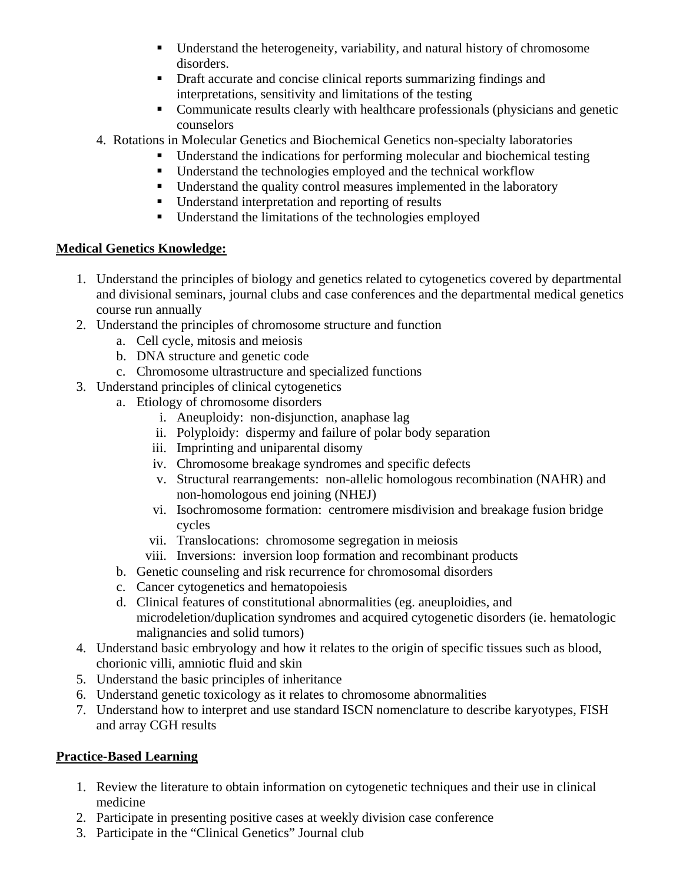- Understand the heterogeneity, variability, and natural history of chromosome disorders.
   - Draft accurate and concise clinical reports summarizing findings and interpretations, sensitivity and limitations of the testing
   - Communicate results clearly with healthcare professionals (physicians and genetic counselors

4. Rotations in Molecular Genetics and Biochemical Genetics non-specialty laboratories
   - Understand the indications for performing molecular and biochemical testing
   - Understand the technologies employed and the technical workflow
   - Understand the quality control measures implemented in the laboratory
   - Understand interpretation and reporting of results
   - Understand the limitations of the technologies employed

**Medical Genetics Knowledge:**

1. Understand the principles of biology and genetics related to cytogenetics covered by departmental and divisional seminars, journal clubs and case conferences and the departmental medical genetics course run annually
2. Understand the principles of chromosome structure and function
   a. Cell cycle, mitosis and meiosis
   b. DNA structure and genetic code
   c. Chromosome ultrastructure and specialized functions
3. Understand principles of clinical cytogenetics
   a. Etiology of chromosome disorders
      i. Aneuploidy: non-disjunction, anaphase lag
      ii. Polyploidy: dispermy and failure of polar body separation
      iii. Imprinting and uniparental disomy
      iv. Chromosome breakage syndromes and specific defects
      v. Structural rearrangements: non-allelic homologous recombination (NAHR) and non-homologous end joining (NHEJ)
      vi. Isochromosome formation: centromere misdivision and breakage fusion bridge cycles
      vii. Translocations: chromosome segregation in meiosis
      viii. Inversions: inversion loop formation and recombinant products
   b. Genetic counseling and risk recurrence for chromosomal disorders
   c. Cancer cytogenetics and hematopoiesis
   d. Clinical features of constitutional abnormalities (eg. aneuploidies, and microdeletion/duplication syndromes and acquired cytogenetic disorders (ie. hematologic malignancies and solid tumors)
4. Understand basic embryology and how it relates to the origin of specific tissues such as blood, chorionic villi, amniotic fluid and skin
5. Understand the basic principles of inheritance
6. Understand genetic toxicology as it relates to chromosome abnormalities
7. Understand how to interpret and use standard ISCN nomenclature to describe karyotypes, FISH and array CGH results

**Practice-Based Learning**

1. Review the literature to obtain information on cytogenetic techniques and their use in clinical medicine
2. Participate in presenting positive cases at weekly division case conference
3. Participate in the "Clinical Genetics" Journal club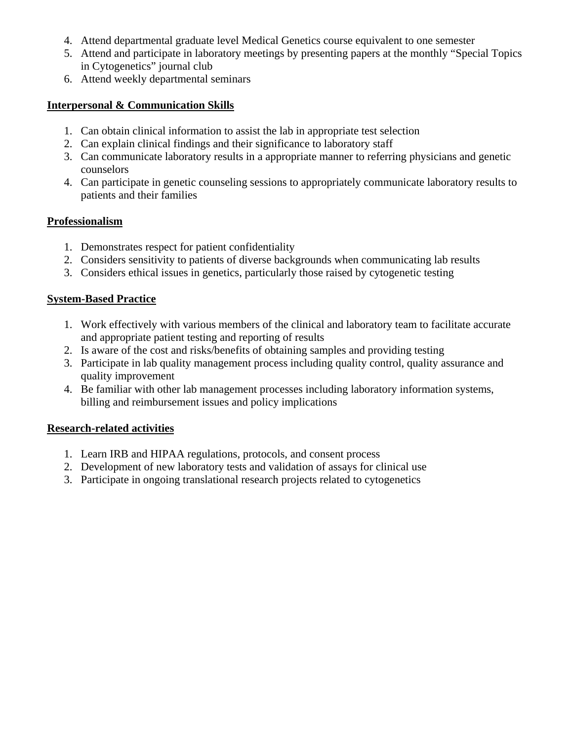4. Attend departmental graduate level Medical Genetics course equivalent to one semester
5. Attend and participate in laboratory meetings by presenting papers at the monthly "Special Topics in Cytogenetics" journal club
6. Attend weekly departmental seminars

**Interpersonal & Communication Skills**

1. Can obtain clinical information to assist the lab in appropriate test selection
2. Can explain clinical findings and their significance to laboratory staff
3. Can communicate laboratory results in a appropriate manner to referring physicians and genetic counselors
4. Can participate in genetic counseling sessions to appropriately communicate laboratory results to patients and their families

**Professionalism**

1. Demonstrates respect for patient confidentiality
2. Considers sensitivity to patients of diverse backgrounds when communicating lab results
3. Considers ethical issues in genetics, particularly those raised by cytogenetic testing

**System-Based Practice**

1. Work effectively with various members of the clinical and laboratory team to facilitate accurate and appropriate patient testing and reporting of results
2. Is aware of the cost and risks/benefits of obtaining samples and providing testing
3. Participate in lab quality management process including quality control, quality assurance and quality improvement
4. Be familiar with other lab management processes including laboratory information systems, billing and reimbursement issues and policy implications

**Research-related activities**

1. Learn IRB and HIPAA regulations, protocols, and consent process
2. Development of new laboratory tests and validation of assays for clinical use
3. Participate in ongoing translational research projects related to cytogenetics